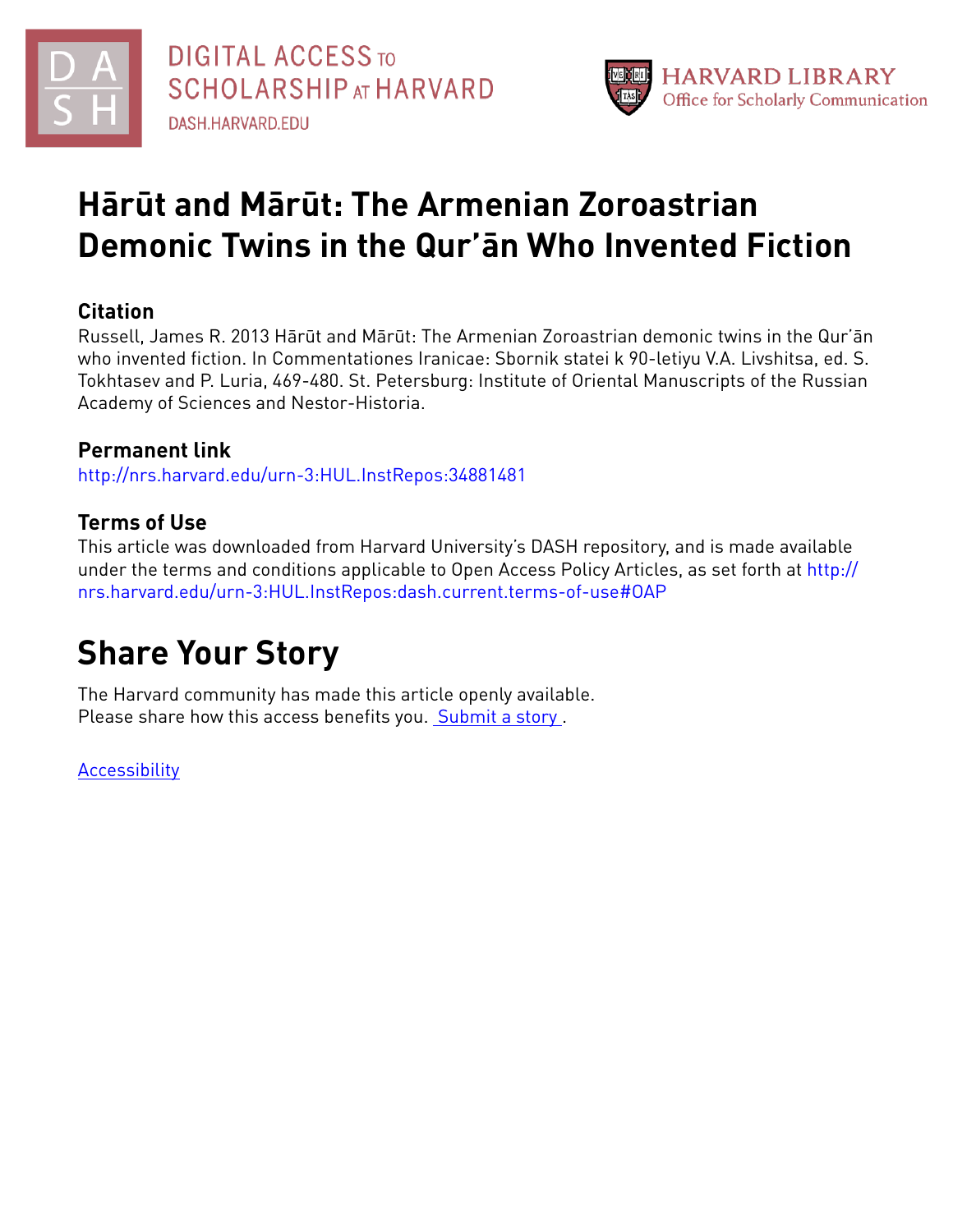DIGITAL ACCESS TO SCHOLARSHIP AT HARVARD
DASH.HARVARD.EDU

HARVARD LIBRARY
Office for Scholarly Communication

# Hārūt and Mārūt: The Armenian Zoroastrian Demonic Twins in the Qur'ān Who Invented Fiction

## Citation

Russell, James R. 2013 Hārūt and Mārūt: The Armenian Zoroastrian demonic twins in the Qur'ān who invented fiction. In Commentationes Iranicae: Sbornik statei k 90-letiyu V.A. Livshitsa, ed. S. Tokhtasev and P. Luria, 469-480. St. Petersburg: Institute of Oriental Manuscripts of the Russian Academy of Sciences and Nestor-Historia.

## Permanent link

http://nrs.harvard.edu/urn-3:HUL.InstRepos:34881481

## Terms of Use

This article was downloaded from Harvard University's DASH repository, and is made available under the terms and conditions applicable to Open Access Policy Articles, as set forth at http://nrs.harvard.edu/urn-3:HUL.InstRepos:dash.current.terms-of-use#OAP

# Share Your Story

The Harvard community has made this article openly available.
Please share how this access benefits you. Submit a story .

Accessibility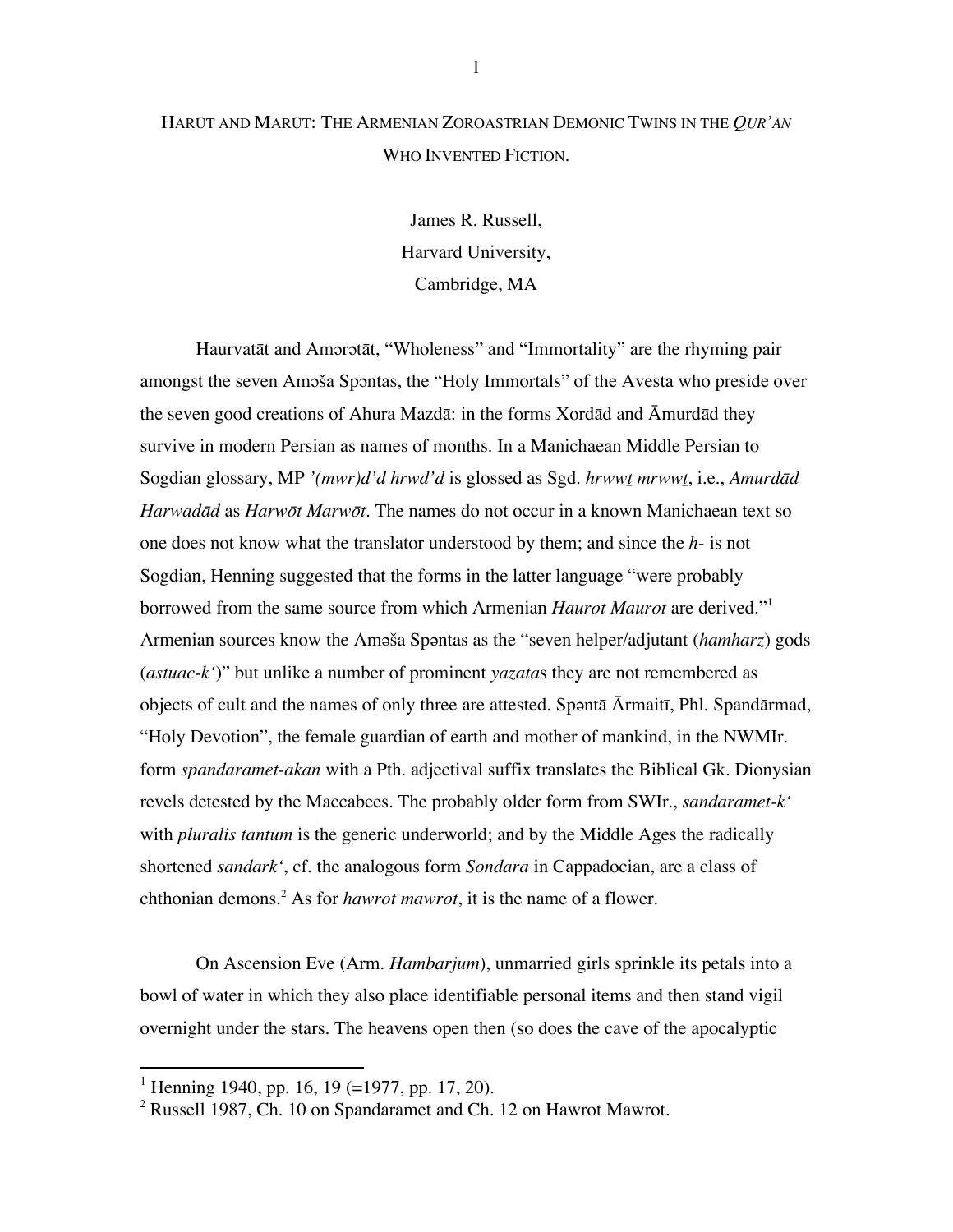# HĀRŪT AND MĀRŪT: THE ARMENIAN ZOROASTRIAN DEMONIC TWINS IN THE *QUR'ĀN* WHO INVENTED FICTION.

James R. Russell,
Harvard University,
Cambridge, MA

Haurvatāt and Amərətāt, "Wholeness" and "Immortality" are the rhyming pair amongst the seven Aməša Spəntas, the "Holy Immortals" of the Avesta who preside over the seven good creations of Ahura Mazdā: in the forms Xordād and Āmurdād they survive in modern Persian as names of months. In a Manichaean Middle Persian to Sogdian glossary, MP *'(mwr)d'd hrwd'd* is glossed as Sgd. *hrwwṯ mrwwṯ*, i.e., *Amurdād Harwadād* as *Harwōt Marwōt*. The names do not occur in a known Manichaean text so one does not know what the translator understood by them; and since the *h-* is not Sogdian, Henning suggested that the forms in the latter language "were probably borrowed from the same source from which Armenian *Haurot Maurot* are derived."[1] Armenian sources know the Aməša Spəntas as the "seven helper/adjutant (*hamharz*) gods (*astuac-k'*)" but unlike a number of prominent *yazata*s they are not remembered as objects of cult and the names of only three are attested. Spəntā Ārmaitī, Phl. Spandārmad, "Holy Devotion", the female guardian of earth and mother of mankind, in the NWMIr. form *spandaramet-akan* with a Pth. adjectival suffix translates the Biblical Gk. Dionysian revels detested by the Maccabees. The probably older form from SWIr., *sandaramet-k'* with *pluralis tantum* is the generic underworld; and by the Middle Ages the radically shortened *sandark'*, cf. the analogous form *Sondara* in Cappadocian, are a class of chthonian demons.[2] As for *hawrot mawrot*, it is the name of a flower.

On Ascension Eve (Arm. *Hambarjum*), unmarried girls sprinkle its petals into a bowl of water in which they also place identifiable personal items and then stand vigil overnight under the stars. The heavens open then (so does the cave of the apocalyptic

[1] Henning 1940, pp. 16, 19 (=1977, pp. 17, 20).

[2] Russell 1987, Ch. 10 on Spandaramet and Ch. 12 on Hawrot Mawrot.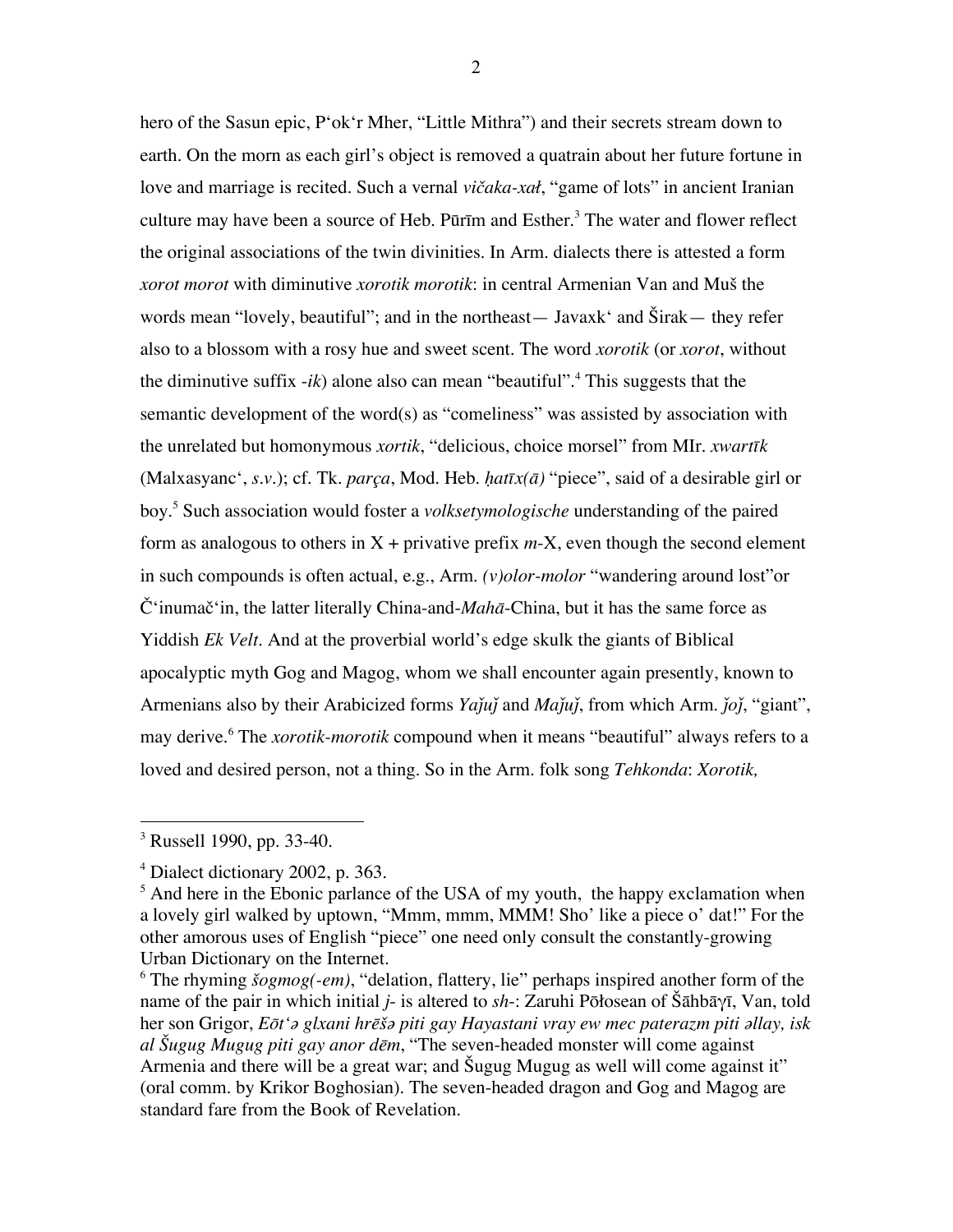hero of the Sasun epic, P‘ok‘r Mher, “Little Mithra”) and their secrets stream down to earth. On the morn as each girl’s object is removed a quatrain about her future fortune in love and marriage is recited. Such a vernal *vičaka-xał*, “game of lots” in ancient Iranian culture may have been a source of Heb. Pūrīm and Esther.[3] The water and flower reflect the original associations of the twin divinities. In Arm. dialects there is attested a form *xorot morot* with diminutive *xorotik morotik*: in central Armenian Van and Muš the words mean “lovely, beautiful”; and in the northeast— Javaxk‘ and Širak— they refer also to a blossom with a rosy hue and sweet scent. The word *xorotik* (or *xorot*, without the diminutive suffix *-ik*) alone also can mean “beautiful”.[4] This suggests that the semantic development of the word(s) as “comeliness” was assisted by association with the unrelated but homonymous *xortik*, “delicious, choice morsel” from MIr. *xwartīk* (Malxasyanc‘, *s.v.*); cf. Tk. *parça*, Mod. Heb. *ḥatīx(ā)* “piece”, said of a desirable girl or boy.[5] Such association would foster a *volksetymologische* understanding of the paired form as analogous to others in X + privative prefix *m*-X, even though the second element in such compounds is often actual, e.g., Arm. *(v)olor-molor* “wandering around lost”or Č‘inumač‘in, the latter literally China-and-*Mahā*-China, but it has the same force as Yiddish *Ek Velt*. And at the proverbial world’s edge skulk the giants of Biblical apocalyptic myth Gog and Magog, whom we shall encounter again presently, known to Armenians also by their Arabicized forms *Yaǰuǰ* and *Maǰuǰ*, from which Arm. *ǰoǰ*, “giant”, may derive.[6] The *xorotik-morotik* compound when it means “beautiful” always refers to a loved and desired person, not a thing. So in the Arm. folk song *Tehkonda*: *Xorotik,*

---

[3] Russell 1990, pp. 33-40.

[4] Dialect dictionary 2002, p. 363.

[5] And here in the Ebonic parlance of the USA of my youth, the happy exclamation when a lovely girl walked by uptown, “Mmm, mmm, MMM! Sho’ like a piece o’ dat!” For the other amorous uses of English “piece” one need only consult the constantly-growing Urban Dictionary on the Internet.

[6] The rhyming *šogmog(-em)*, “delation, flattery, lie” perhaps inspired another form of the name of the pair in which initial *j-* is altered to *sh-*: Zaruhi Pōłosean of Šāhbāγī, Van, told her son Grigor, *Eōt‘ə glxani hrēšə piti gay Hayastani vray ew mec paterazm piti əllay, isk al Šugug Mugug piti gay anor dēm*, “The seven-headed monster will come against Armenia and there will be a great war; and Šugug Mugug as well will come against it” (oral comm. by Krikor Boghosian). The seven-headed dragon and Gog and Magog are standard fare from the Book of Revelation.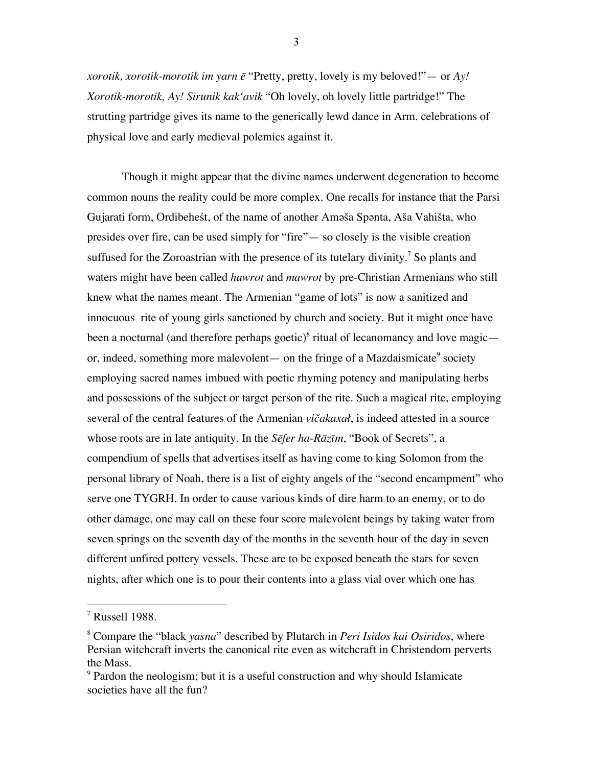*xorotik, xorotik-morotik im yarn ē* "Pretty, pretty, lovely is my beloved!"— or *Ay! Xorotik-morotik, Ay! Sirunik kak'avik* "Oh lovely, oh lovely little partridge!" The strutting partridge gives its name to the generically lewd dance in Arm. celebrations of physical love and early medieval polemics against it.

Though it might appear that the divine names underwent degeneration to become common nouns the reality could be more complex. One recalls for instance that the Parsi Gujarati form, Ordibeheśt, of the name of another Aməša Spənta, Aša Vahišta, who presides over fire, can be used simply for "fire"— so closely is the visible creation suffused for the Zoroastrian with the presence of its tutelary divinity.[7] So plants and waters might have been called *hawrot* and *mawrot* by pre-Christian Armenians who still knew what the names meant. The Armenian "game of lots" is now a sanitized and innocuous rite of young girls sanctioned by church and society. But it might once have been a nocturnal (and therefore perhaps goetic)[8] ritual of lecanomancy and love magic— or, indeed, something more malevolent— on the fringe of a Mazdaismicate[9] society employing sacred names imbued with poetic rhyming potency and manipulating herbs and possessions of the subject or target person of the rite. Such a magical rite, employing several of the central features of the Armenian *vičakaxał*, is indeed attested in a source whose roots are in late antiquity. In the *Sēfer ha-Rāzīm*, "Book of Secrets", a compendium of spells that advertises itself as having come to king Solomon from the personal library of Noah, there is a list of eighty angels of the "second encampment" who serve one TYGRH. In order to cause various kinds of dire harm to an enemy, or to do other damage, one may call on these four score malevolent beings by taking water from seven springs on the seventh day of the months in the seventh hour of the day in seven different unfired pottery vessels. These are to be exposed beneath the stars for seven nights, after which one is to pour their contents into a glass vial over which one has

---

[7] Russell 1988.

[8] Compare the "black *yasna*" described by Plutarch in *Peri Isidos kai Osiridos*, where Persian witchcraft inverts the canonical rite even as witchcraft in Christendom perverts the Mass.

[9] Pardon the neologism; but it is a useful construction and why should Islamicate societies have all the fun?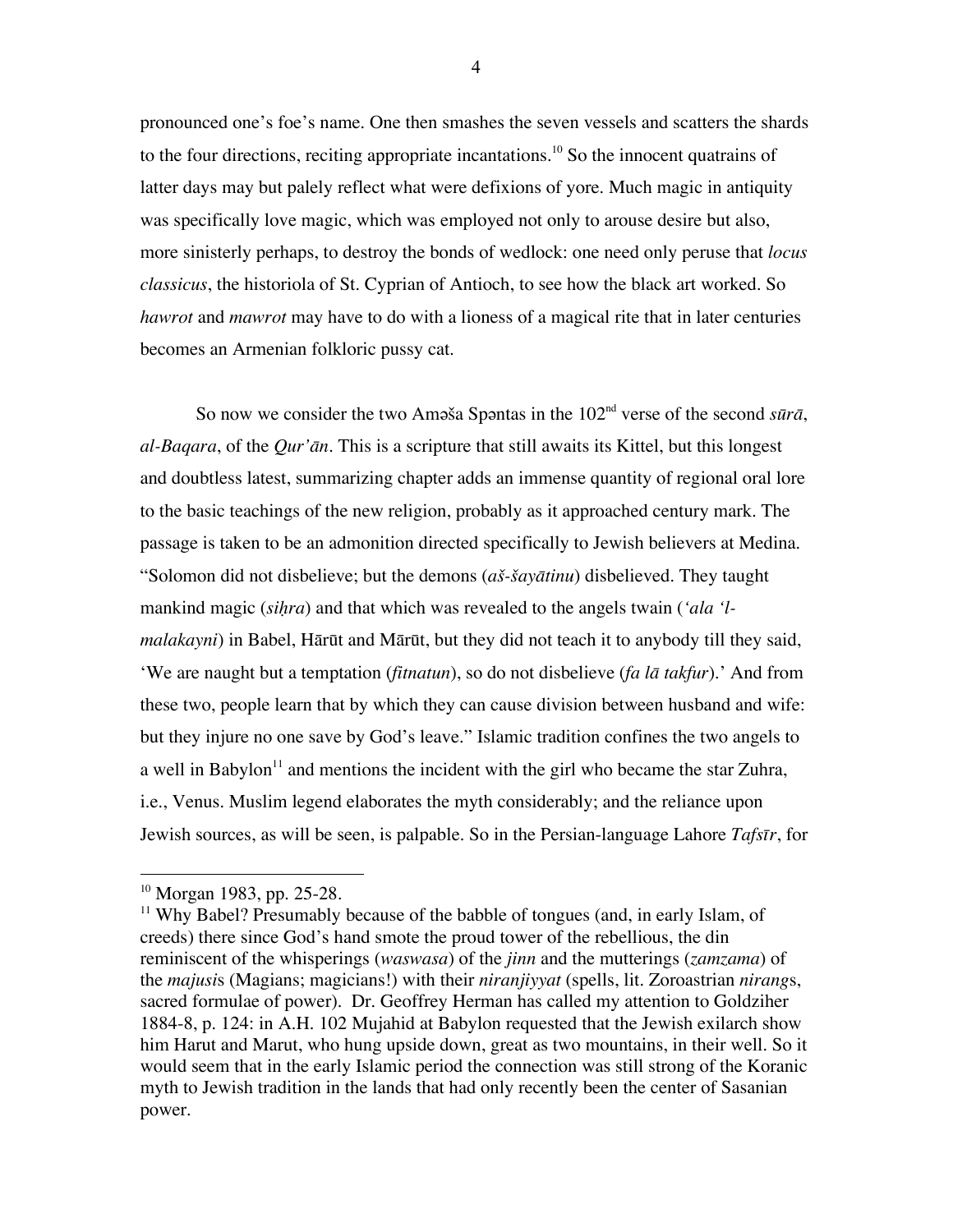pronounced one's foe's name. One then smashes the seven vessels and scatters the shards to the four directions, reciting appropriate incantations.[10] So the innocent quatrains of latter days may but palely reflect what were defixions of yore. Much magic in antiquity was specifically love magic, which was employed not only to arouse desire but also, more sinisterly perhaps, to destroy the bonds of wedlock: one need only peruse that *locus classicus*, the historiola of St. Cyprian of Antioch, to see how the black art worked. So *hawrot* and *mawrot* may have to do with a lioness of a magical rite that in later centuries becomes an Armenian folkloric pussy cat.

So now we consider the two Aməša Spəntas in the 102nd verse of the second *sūrā*, *al-Baqara*, of the *Qur'ān*. This is a scripture that still awaits its Kittel, but this longest and doubtless latest, summarizing chapter adds an immense quantity of regional oral lore to the basic teachings of the new religion, probably as it approached century mark. The passage is taken to be an admonition directed specifically to Jewish believers at Medina. "Solomon did not disbelieve; but the demons (*aš-šayātinu*) disbelieved. They taught mankind magic (*siḥra*) and that which was revealed to the angels twain (*'ala 'l-malakayni*) in Babel, Hārūt and Mārūt, but they did not teach it to anybody till they said, 'We are naught but a temptation (*fitnatun*), so do not disbelieve (*fa lā takfur*).' And from these two, people learn that by which they can cause division between husband and wife: but they injure no one save by God's leave." Islamic tradition confines the two angels to a well in Babylon[11] and mentions the incident with the girl who became the star Zuhra, i.e., Venus. Muslim legend elaborates the myth considerably; and the reliance upon Jewish sources, as will be seen, is palpable. So in the Persian-language Lahore *Tafsīr*, for

---

[10] Morgan 1983, pp. 25-28.

[11] Why Babel? Presumably because of the babble of tongues (and, in early Islam, of creeds) there since God's hand smote the proud tower of the rebellious, the din reminiscent of the whisperings (*waswasa*) of the *jinn* and the mutterings (*zamzama*) of the *majusi*s (Magians; magicians!) with their *niranjiyyat* (spells, lit. Zoroastrian *nirang*s, sacred formulae of power). Dr. Geoffrey Herman has called my attention to Goldziher 1884-8, p. 124: in A.H. 102 Mujahid at Babylon requested that the Jewish exilarch show him Harut and Marut, who hung upside down, great as two mountains, in their well. So it would seem that in the early Islamic period the connection was still strong of the Koranic myth to Jewish tradition in the lands that had only recently been the center of Sasanian power.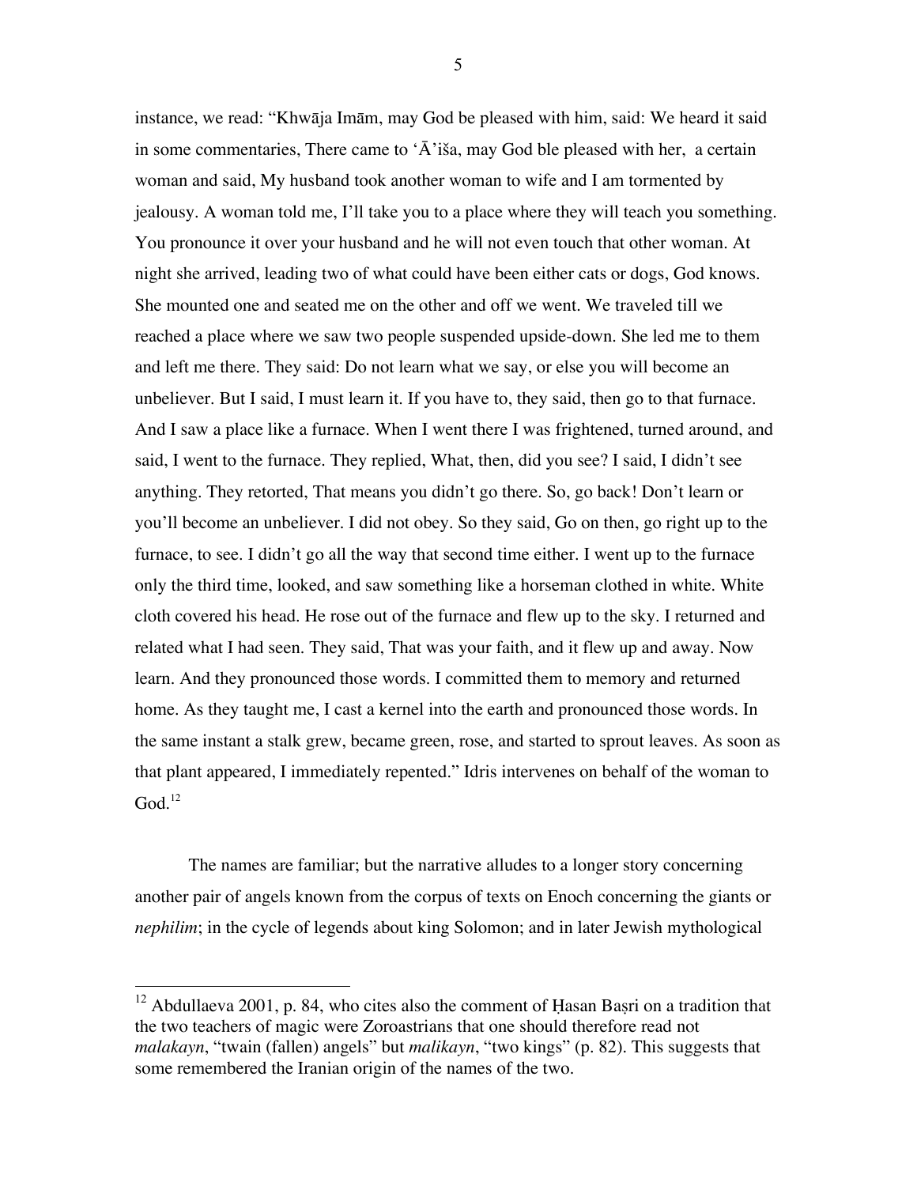instance, we read: "Khwāja Imām, may God be pleased with him, said: We heard it said in some commentaries, There came to ʿĀ'iša, may God ble pleased with her, a certain woman and said, My husband took another woman to wife and I am tormented by jealousy. A woman told me, I'll take you to a place where they will teach you something. You pronounce it over your husband and he will not even touch that other woman. At night she arrived, leading two of what could have been either cats or dogs, God knows. She mounted one and seated me on the other and off we went. We traveled till we reached a place where we saw two people suspended upside-down. She led me to them and left me there. They said: Do not learn what we say, or else you will become an unbeliever. But I said, I must learn it. If you have to, they said, then go to that furnace. And I saw a place like a furnace. When I went there I was frightened, turned around, and said, I went to the furnace. They replied, What, then, did you see? I said, I didn't see anything. They retorted, That means you didn't go there. So, go back! Don't learn or you'll become an unbeliever. I did not obey. So they said, Go on then, go right up to the furnace, to see. I didn't go all the way that second time either. I went up to the furnace only the third time, looked, and saw something like a horseman clothed in white. White cloth covered his head. He rose out of the furnace and flew up to the sky. I returned and related what I had seen. They said, That was your faith, and it flew up and away. Now learn. And they pronounced those words. I committed them to memory and returned home. As they taught me, I cast a kernel into the earth and pronounced those words. In the same instant a stalk grew, became green, rose, and started to sprout leaves. As soon as that plant appeared, I immediately repented." Idris intervenes on behalf of the woman to God.[12]

The names are familiar; but the narrative alludes to a longer story concerning another pair of angels known from the corpus of texts on Enoch concerning the giants or *nephilim*; in the cycle of legends about king Solomon; and in later Jewish mythological

---

[12] Abdullaeva 2001, p. 84, who cites also the comment of Ḥasan Baṣri on a tradition that the two teachers of magic were Zoroastrians that one should therefore read not *malakayn*, "twain (fallen) angels" but *malikayn*, "two kings" (p. 82). This suggests that some remembered the Iranian origin of the names of the two.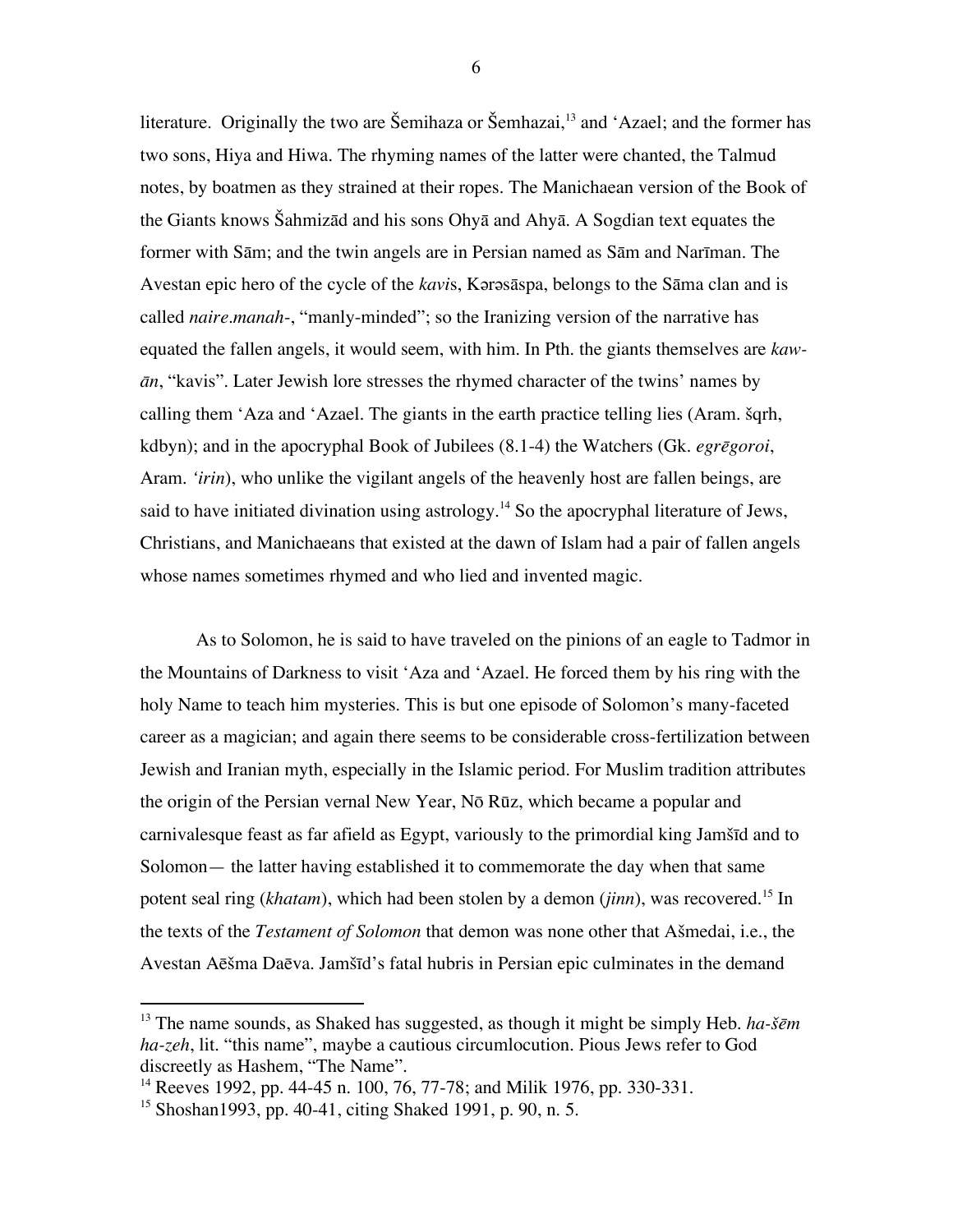literature. Originally the two are Šemihaza or Šemhazai,[13] and ʻAzael; and the former has two sons, Hiya and Hiwa. The rhyming names of the latter were chanted, the Talmud notes, by boatmen as they strained at their ropes. The Manichaean version of the Book of the Giants knows Šahmizād and his sons Ohyā and Ahyā. A Sogdian text equates the former with Sām; and the twin angels are in Persian named as Sām and Narīman. The Avestan epic hero of the cycle of the *kavi*s, Kərəsāspa, belongs to the Sāma clan and is called *naire.manah-*, "manly-minded"; so the Iranizing version of the narrative has equated the fallen angels, it would seem, with him. In Pth. the giants themselves are *kawān*, "kavis". Later Jewish lore stresses the rhymed character of the twins' names by calling them ʻAza and ʻAzael. The giants in the earth practice telling lies (Aram. šqrh, kdbyn); and in the apocryphal Book of Jubilees (8.1-4) the Watchers (Gk. *egrēgoroi*, Aram. *ʻirin*), who unlike the vigilant angels of the heavenly host are fallen beings, are said to have initiated divination using astrology.[14] So the apocryphal literature of Jews, Christians, and Manichaeans that existed at the dawn of Islam had a pair of fallen angels whose names sometimes rhymed and who lied and invented magic.

As to Solomon, he is said to have traveled on the pinions of an eagle to Tadmor in the Mountains of Darkness to visit ʻAza and ʻAzael. He forced them by his ring with the holy Name to teach him mysteries. This is but one episode of Solomon's many-faceted career as a magician; and again there seems to be considerable cross-fertilization between Jewish and Iranian myth, especially in the Islamic period. For Muslim tradition attributes the origin of the Persian vernal New Year, Nō Rūz, which became a popular and carnivalesque feast as far afield as Egypt, variously to the primordial king Jamšīd and to Solomon— the latter having established it to commemorate the day when that same potent seal ring (*khatam*), which had been stolen by a demon (*jinn*), was recovered.[15] In the texts of the *Testament of Solomon* that demon was none other that Ašmedai, i.e., the Avestan Aēšma Daēva. Jamšīd's fatal hubris in Persian epic culminates in the demand

---

[13] The name sounds, as Shaked has suggested, as though it might be simply Heb. *ha-šēm ha-zeh*, lit. "this name", maybe a cautious circumlocution. Pious Jews refer to God discreetly as Hashem, "The Name".

[14] Reeves 1992, pp. 44-45 n. 100, 76, 77-78; and Milik 1976, pp. 330-331.

[15] Shoshan1993, pp. 40-41, citing Shaked 1991, p. 90, n. 5.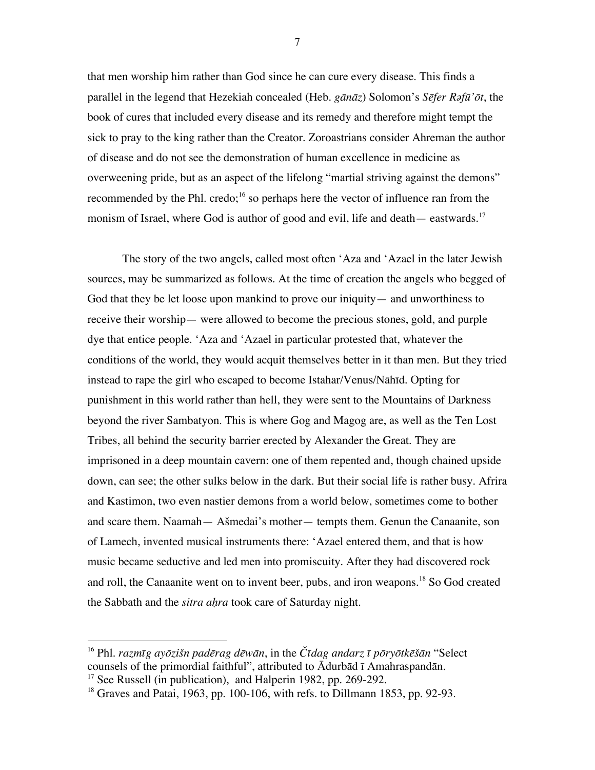that men worship him rather than God since he can cure every disease. This finds a parallel in the legend that Hezekiah concealed (Heb. *gānāz*) Solomon's *Sēfer Rəfū'ōt*, the book of cures that included every disease and its remedy and therefore might tempt the sick to pray to the king rather than the Creator. Zoroastrians consider Ahreman the author of disease and do not see the demonstration of human excellence in medicine as overweening pride, but as an aspect of the lifelong "martial striving against the demons" recommended by the Phl. credo;[16] so perhaps here the vector of influence ran from the monism of Israel, where God is author of good and evil, life and death— eastwards.[17]

The story of the two angels, called most often 'Aza and 'Azael in the later Jewish sources, may be summarized as follows. At the time of creation the angels who begged of God that they be let loose upon mankind to prove our iniquity— and unworthiness to receive their worship— were allowed to become the precious stones, gold, and purple dye that entice people. 'Aza and 'Azael in particular protested that, whatever the conditions of the world, they would acquit themselves better in it than men. But they tried instead to rape the girl who escaped to become Istahar/Venus/Nāhīd. Opting for punishment in this world rather than hell, they were sent to the Mountains of Darkness beyond the river Sambatyon. This is where Gog and Magog are, as well as the Ten Lost Tribes, all behind the security barrier erected by Alexander the Great. They are imprisoned in a deep mountain cavern: one of them repented and, though chained upside down, can see; the other sulks below in the dark. But their social life is rather busy. Afrira and Kastimon, two even nastier demons from a world below, sometimes come to bother and scare them. Naamah— Ašmedai's mother— tempts them. Genun the Canaanite, son of Lamech, invented musical instruments there: 'Azael entered them, and that is how music became seductive and led men into promiscuity. After they had discovered rock and roll, the Canaanite went on to invent beer, pubs, and iron weapons.[18] So God created the Sabbath and the *sitra aḥra* took care of Saturday night.

---

[16] Phl. *razmīg ayōzišn padērag dēwān*, in the *Čīdag andarz ī pōryōtkēšān* "Select counsels of the primordial faithful", attributed to Ādurbād ī Amahraspandān.

[17] See Russell (in publication), and Halperin 1982, pp. 269-292.

[18] Graves and Patai, 1963, pp. 100-106, with refs. to Dillmann 1853, pp. 92-93.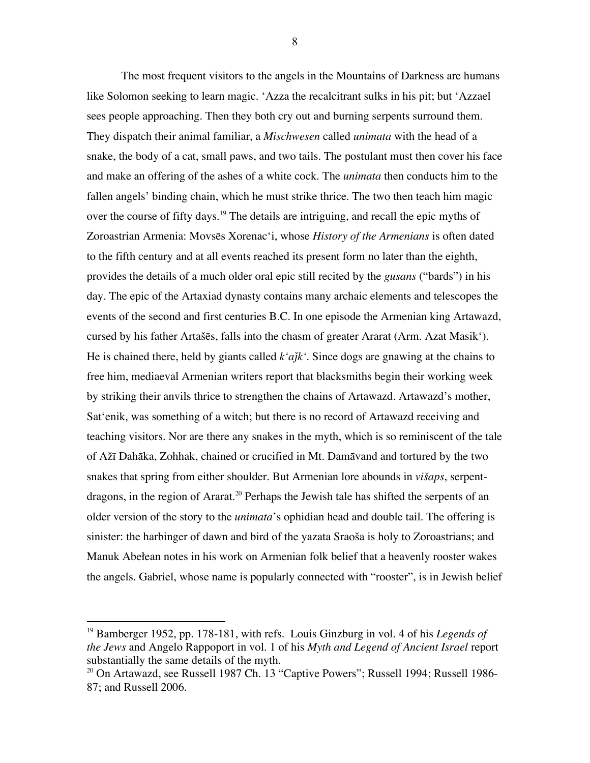The most frequent visitors to the angels in the Mountains of Darkness are humans like Solomon seeking to learn magic. ‘Azza the recalcitrant sulks in his pit; but ‘Azzael sees people approaching. Then they both cry out and burning serpents surround them. They dispatch their animal familiar, a *Mischwesen* called *unimata* with the head of a snake, the body of a cat, small paws, and two tails. The postulant must then cover his face and make an offering of the ashes of a white cock. The *unimata* then conducts him to the fallen angels’ binding chain, which he must strike thrice. The two then teach him magic over the course of fifty days.[19] The details are intriguing, and recall the epic myths of Zoroastrian Armenia: Movsēs Xorenac‘i, whose *History of the Armenians* is often dated to the fifth century and at all events reached its present form no later than the eighth, provides the details of a much older oral epic still recited by the *gusans* (“bards”) in his day. The epic of the Artaxiad dynasty contains many archaic elements and telescopes the events of the second and first centuries B.C. In one episode the Armenian king Artawazd, cursed by his father Artašēs, falls into the chasm of greater Ararat (Arm. Azat Masik‘). He is chained there, held by giants called *k‘aǰk‘*. Since dogs are gnawing at the chains to free him, mediaeval Armenian writers report that blacksmiths begin their working week by striking their anvils thrice to strengthen the chains of Artawazd. Artawazd’s mother, Sat‘enik, was something of a witch; but there is no record of Artawazd receiving and teaching visitors. Nor are there any snakes in the myth, which is so reminiscent of the tale of Ažī Dahāka, Zohhak, chained or crucified in Mt. Damāvand and tortured by the two snakes that spring from either shoulder. But Armenian lore abounds in *višaps*, serpent-dragons, in the region of Ararat.[20] Perhaps the Jewish tale has shifted the serpents of an older version of the story to the *unimata*’s ophidian head and double tail. The offering is sinister: the harbinger of dawn and bird of the yazata Sraoša is holy to Zoroastrians; and Manuk Abełean notes in his work on Armenian folk belief that a heavenly rooster wakes the angels. Gabriel, whose name is popularly connected with “rooster”, is in Jewish belief

---

[19] Bamberger 1952, pp. 178-181, with refs. Louis Ginzburg in vol. 4 of his *Legends of the Jews* and Angelo Rappoport in vol. 1 of his *Myth and Legend of Ancient Israel* report substantially the same details of the myth.

[20] On Artawazd, see Russell 1987 Ch. 13 “Captive Powers”; Russell 1994; Russell 1986-87; and Russell 2006.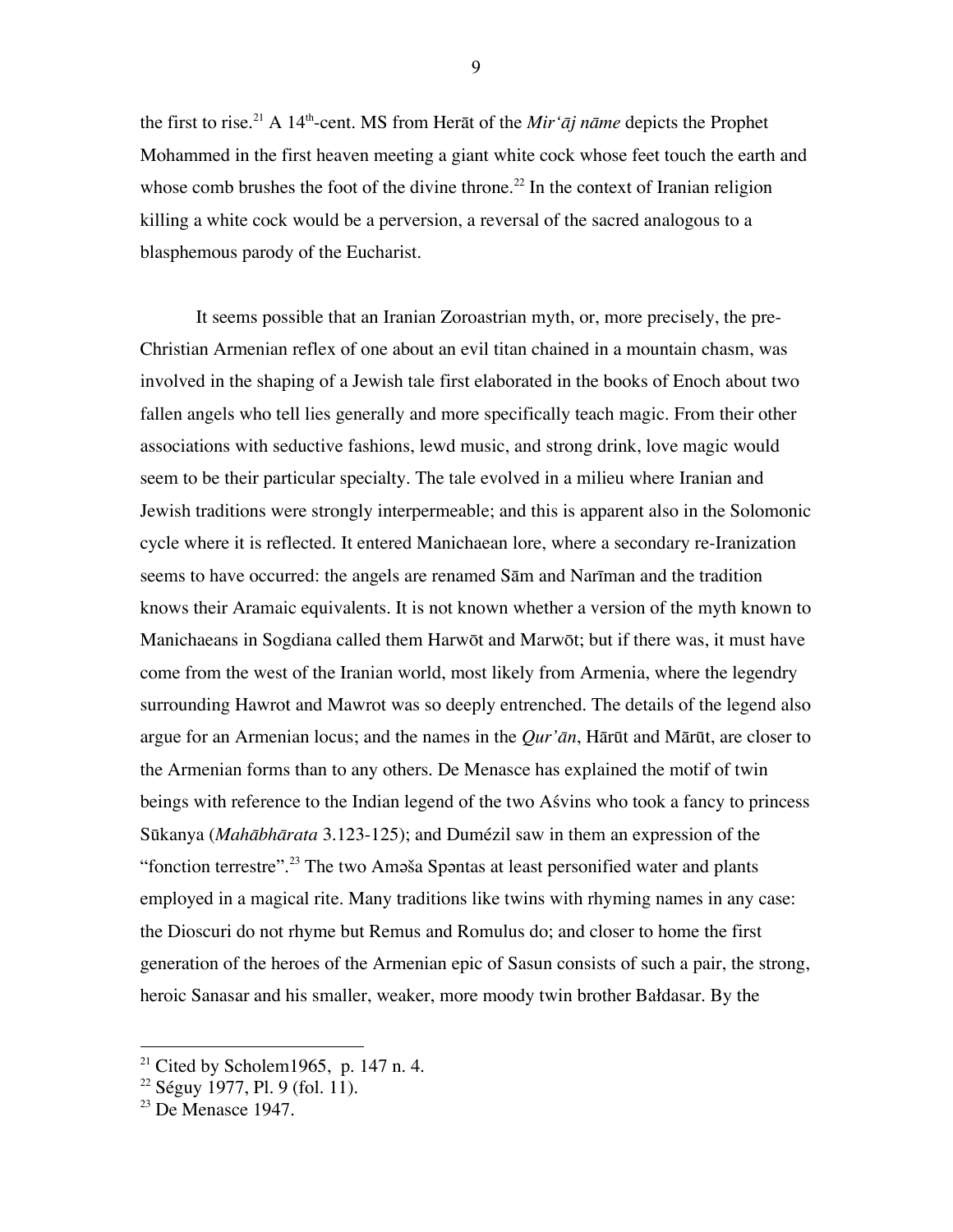the first to rise.[21] A 14th-cent. MS from Herāt of the *Mir'āj nāme* depicts the Prophet Mohammed in the first heaven meeting a giant white cock whose feet touch the earth and whose comb brushes the foot of the divine throne.[22] In the context of Iranian religion killing a white cock would be a perversion, a reversal of the sacred analogous to a blasphemous parody of the Eucharist.

It seems possible that an Iranian Zoroastrian myth, or, more precisely, the pre-Christian Armenian reflex of one about an evil titan chained in a mountain chasm, was involved in the shaping of a Jewish tale first elaborated in the books of Enoch about two fallen angels who tell lies generally and more specifically teach magic. From their other associations with seductive fashions, lewd music, and strong drink, love magic would seem to be their particular specialty. The tale evolved in a milieu where Iranian and Jewish traditions were strongly interpermeable; and this is apparent also in the Solomonic cycle where it is reflected. It entered Manichaean lore, where a secondary re-Iranization seems to have occurred: the angels are renamed Sām and Narīman and the tradition knows their Aramaic equivalents. It is not known whether a version of the myth known to Manichaeans in Sogdiana called them Harwōt and Marwōt; but if there was, it must have come from the west of the Iranian world, most likely from Armenia, where the legendry surrounding Hawrot and Mawrot was so deeply entrenched. The details of the legend also argue for an Armenian locus; and the names in the *Qur'ān*, Hārūt and Mārūt, are closer to the Armenian forms than to any others. De Menasce has explained the motif of twin beings with reference to the Indian legend of the two Aśvins who took a fancy to princess Sūkanya (*Mahābhārata* 3.123-125); and Dumézil saw in them an expression of the "fonction terrestre".[23] The two Aməša Spəntas at least personified water and plants employed in a magical rite. Many traditions like twins with rhyming names in any case: the Dioscuri do not rhyme but Remus and Romulus do; and closer to home the first generation of the heroes of the Armenian epic of Sasun consists of such a pair, the strong, heroic Sanasar and his smaller, weaker, more moody twin brother Bałdasar. By the

[21] Cited by Scholem1965, p. 147 n. 4.

[22] Séguy 1977, Pl. 9 (fol. 11).

[23] De Menasce 1947.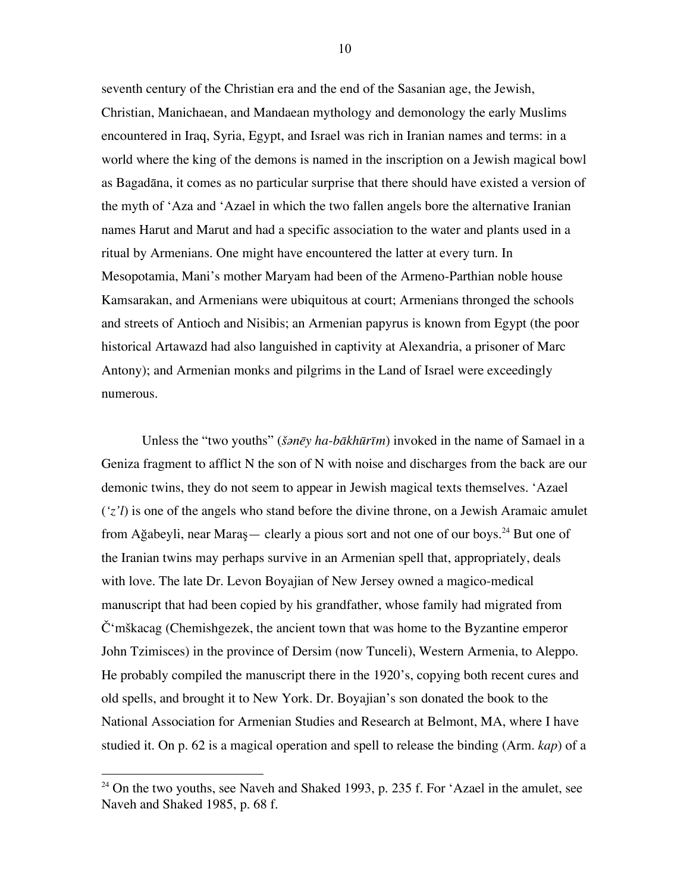seventh century of the Christian era and the end of the Sasanian age, the Jewish, Christian, Manichaean, and Mandaean mythology and demonology the early Muslims encountered in Iraq, Syria, Egypt, and Israel was rich in Iranian names and terms: in a world where the king of the demons is named in the inscription on a Jewish magical bowl as Bagadāna, it comes as no particular surprise that there should have existed a version of the myth of ʻAza and ʻAzael in which the two fallen angels bore the alternative Iranian names Harut and Marut and had a specific association to the water and plants used in a ritual by Armenians. One might have encountered the latter at every turn. In Mesopotamia, Mani's mother Maryam had been of the Armeno-Parthian noble house Kamsarakan, and Armenians were ubiquitous at court; Armenians thronged the schools and streets of Antioch and Nisibis; an Armenian papyrus is known from Egypt (the poor historical Artawazd had also languished in captivity at Alexandria, a prisoner of Marc Antony); and Armenian monks and pilgrims in the Land of Israel were exceedingly numerous.

Unless the "two youths" (*šənēy ha-bākhūrīm*) invoked in the name of Samael in a Geniza fragment to afflict N the son of N with noise and discharges from the back are our demonic twins, they do not seem to appear in Jewish magical texts themselves. ʻAzael (*ʻz'l*) is one of the angels who stand before the divine throne, on a Jewish Aramaic amulet from Ağabeyli, near Maraş— clearly a pious sort and not one of our boys.[24] But one of the Iranian twins may perhaps survive in an Armenian spell that, appropriately, deals with love. The late Dr. Levon Boyajian of New Jersey owned a magico-medical manuscript that had been copied by his grandfather, whose family had migrated from Č'mškacag (Chemishgezek, the ancient town that was home to the Byzantine emperor John Tzimisces) in the province of Dersim (now Tunceli), Western Armenia, to Aleppo. He probably compiled the manuscript there in the 1920's, copying both recent cures and old spells, and brought it to New York. Dr. Boyajian's son donated the book to the National Association for Armenian Studies and Research at Belmont, MA, where I have studied it. On p. 62 is a magical operation and spell to release the binding (Arm. *kap*) of a

---

[24] On the two youths, see Naveh and Shaked 1993, p. 235 f. For ʻAzael in the amulet, see Naveh and Shaked 1985, p. 68 f.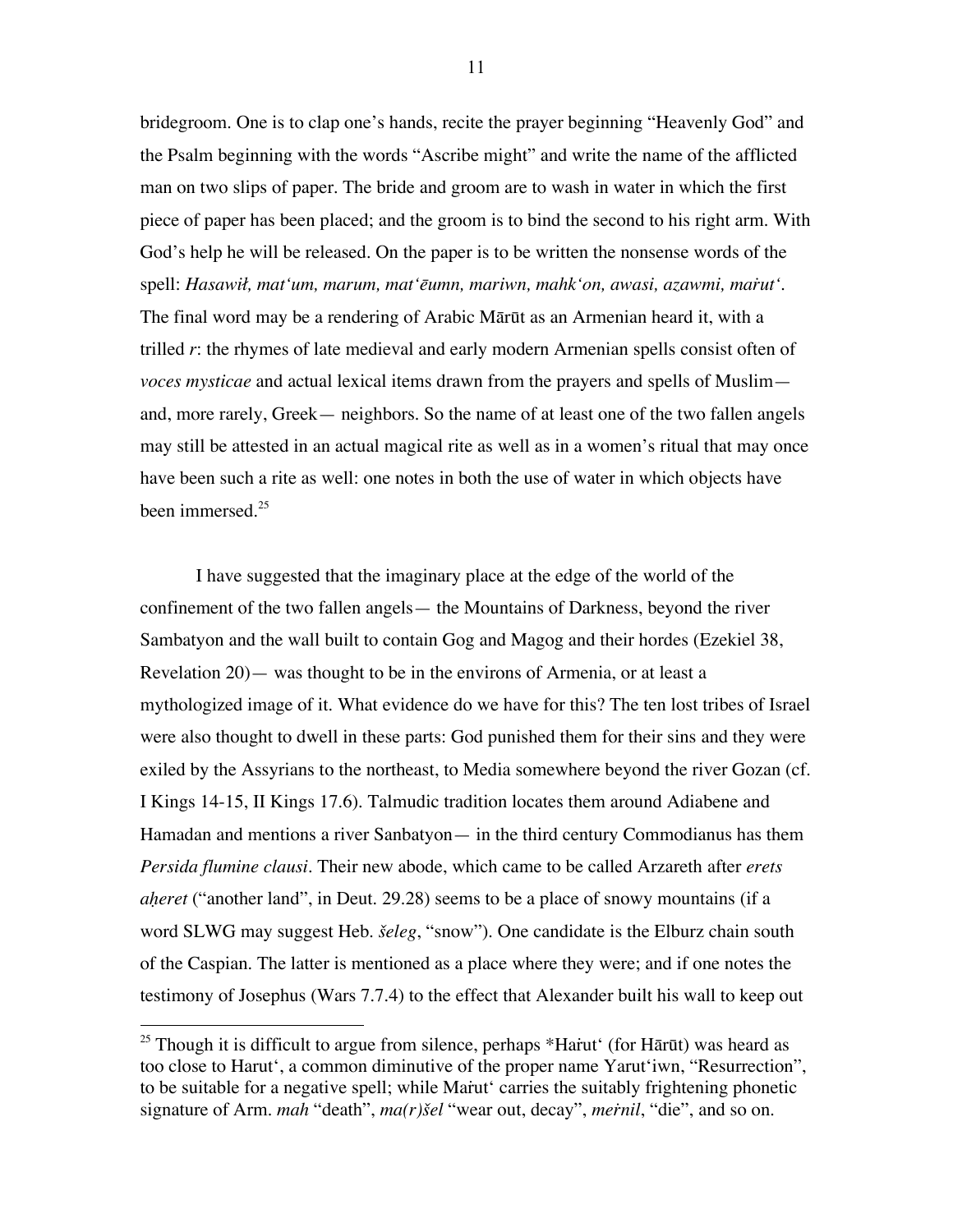bridegroom. One is to clap one's hands, recite the prayer beginning "Heavenly God" and the Psalm beginning with the words "Ascribe might" and write the name of the afflicted man on two slips of paper. The bride and groom are to wash in water in which the first piece of paper has been placed; and the groom is to bind the second to his right arm. With God's help he will be released. On the paper is to be written the nonsense words of the spell: *Hasawił, mat'um, marum, mat'ēumn, mariwn, mahk'on, awasi, azawmi, maṙut'*. The final word may be a rendering of Arabic Mārūt as an Armenian heard it, with a trilled *r*: the rhymes of late medieval and early modern Armenian spells consist often of *voces mysticae* and actual lexical items drawn from the prayers and spells of Muslim— and, more rarely, Greek— neighbors. So the name of at least one of the two fallen angels may still be attested in an actual magical rite as well as in a women's ritual that may once have been such a rite as well: one notes in both the use of water in which objects have been immersed.[25]

I have suggested that the imaginary place at the edge of the world of the confinement of the two fallen angels— the Mountains of Darkness, beyond the river Sambatyon and the wall built to contain Gog and Magog and their hordes (Ezekiel 38, Revelation 20)— was thought to be in the environs of Armenia, or at least a mythologized image of it. What evidence do we have for this? The ten lost tribes of Israel were also thought to dwell in these parts: God punished them for their sins and they were exiled by the Assyrians to the northeast, to Media somewhere beyond the river Gozan (cf. I Kings 14-15, II Kings 17.6). Talmudic tradition locates them around Adiabene and Hamadan and mentions a river Sanbatyon— in the third century Commodianus has them *Persida flumine clausi*. Their new abode, which came to be called Arzareth after *erets aḥeret* ("another land", in Deut. 29.28) seems to be a place of snowy mountains (if a word SLWG may suggest Heb. *šeleg*, "snow"). One candidate is the Elburz chain south of the Caspian. The latter is mentioned as a place where they were; and if one notes the testimony of Josephus (Wars 7.7.4) to the effect that Alexander built his wall to keep out

[25] Though it is difficult to argue from silence, perhaps *Haṙut' (for Hārūt) was heard as too close to Harut', a common diminutive of the proper name Yarut'iwn, "Resurrection", to be suitable for a negative spell; while Maṙut' carries the suitably frightening phonetic signature of Arm. *mah* "death", *ma(r)šel* "wear out, decay", *meṙnil*, "die", and so on.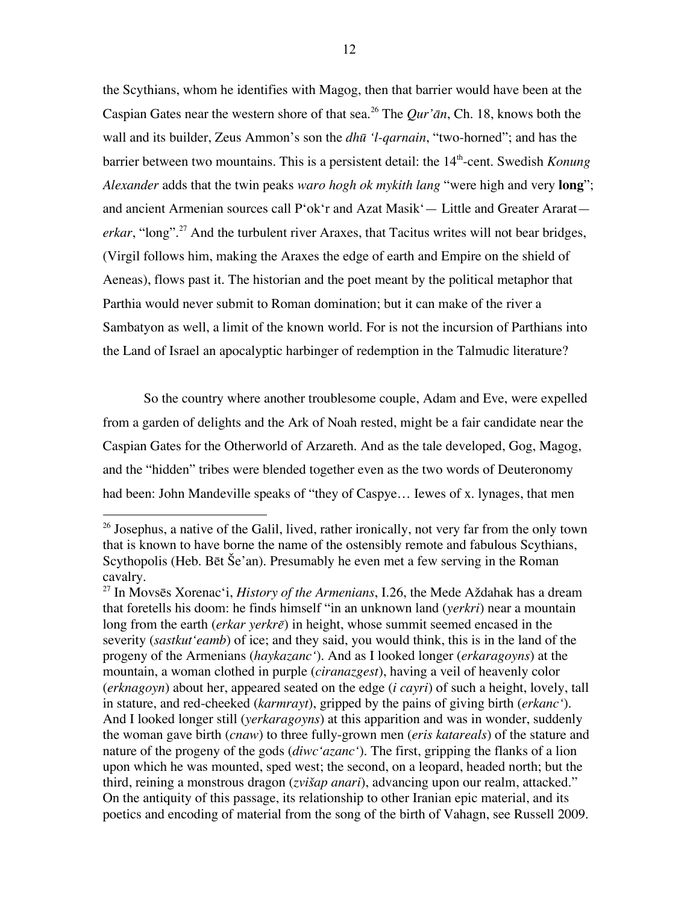the Scythians, whom he identifies with Magog, then that barrier would have been at the Caspian Gates near the western shore of that sea.[26] The *Qur'ān*, Ch. 18, knows both the wall and its builder, Zeus Ammon's son the *dhū 'l-qarnain*, "two-horned"; and has the barrier between two mountains. This is a persistent detail: the 14th-cent. Swedish *Konung Alexander* adds that the twin peaks *waro hogh ok mykith lang* "were high and very **long**"; and ancient Armenian sources call P'ok'r and Azat Masik'— Little and Greater Ararat—*erkar*, "long".[27] And the turbulent river Araxes, that Tacitus writes will not bear bridges, (Virgil follows him, making the Araxes the edge of earth and Empire on the shield of Aeneas), flows past it. The historian and the poet meant by the political metaphor that Parthia would never submit to Roman domination; but it can make of the river a Sambatyon as well, a limit of the known world. For is not the incursion of Parthians into the Land of Israel an apocalyptic harbinger of redemption in the Talmudic literature?

So the country where another troublesome couple, Adam and Eve, were expelled from a garden of delights and the Ark of Noah rested, might be a fair candidate near the Caspian Gates for the Otherworld of Arzareth. And as the tale developed, Gog, Magog, and the "hidden" tribes were blended together even as the two words of Deuteronomy had been: John Mandeville speaks of "they of Caspye… Iewes of x. lynages, that men

---

[26] Josephus, a native of the Galil, lived, rather ironically, not very far from the only town that is known to have borne the name of the ostensibly remote and fabulous Scythians, Scythopolis (Heb. Bēt Še'an). Presumably he even met a few serving in the Roman cavalry.

[27] In Movsēs Xorenac'i, *History of the Armenians*, I.26, the Mede Aždahak has a dream that foretells his doom: he finds himself "in an unknown land (*yerkri*) near a mountain long from the earth (*erkar yerkrē*) in height, whose summit seemed encased in the severity (*sastkut'eamb*) of ice; and they said, you would think, this is in the land of the progeny of the Armenians (*haykazanc'*). And as I looked longer (*erkaragoyns*) at the mountain, a woman clothed in purple (*ciranazgest*), having a veil of heavenly color (*erknagoyn*) about her, appeared seated on the edge (*i cayri*) of such a height, lovely, tall in stature, and red-cheeked (*karmrayt*), gripped by the pains of giving birth (*erkanc'*). And I looked longer still (*yerkaragoyns*) at this apparition and was in wonder, suddenly the woman gave birth (*cnaw*) to three fully-grown men (*eris katareals*) of the stature and nature of the progeny of the gods (*diwc'azanc'*). The first, gripping the flanks of a lion upon which he was mounted, sped west; the second, on a leopard, headed north; but the third, reining a monstrous dragon (*zvišap anari*), advancing upon our realm, attacked." On the antiquity of this passage, its relationship to other Iranian epic material, and its poetics and encoding of material from the song of the birth of Vahagn, see Russell 2009.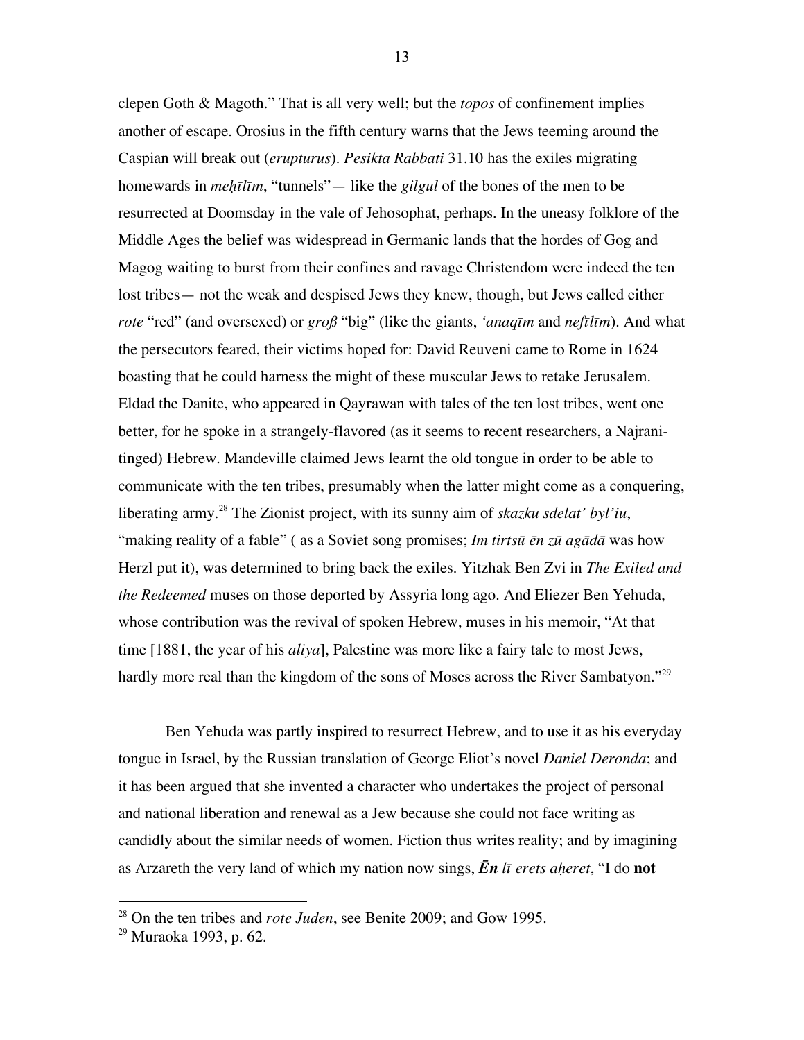clepen Goth & Magoth." That is all very well; but the *topos* of confinement implies another of escape. Orosius in the fifth century warns that the Jews teeming around the Caspian will break out (*erupturus*). *Pesikta Rabbati* 31.10 has the exiles migrating homewards in *meḥīlīm*, "tunnels"— like the *gilgul* of the bones of the men to be resurrected at Doomsday in the vale of Jehosophat, perhaps. In the uneasy folklore of the Middle Ages the belief was widespread in Germanic lands that the hordes of Gog and Magog waiting to burst from their confines and ravage Christendom were indeed the ten lost tribes— not the weak and despised Jews they knew, though, but Jews called either *rote* "red" (and oversexed) or *groß* "big" (like the giants, *'anaqīm* and *neftīlīm*). And what the persecutors feared, their victims hoped for: David Reuveni came to Rome in 1624 boasting that he could harness the might of these muscular Jews to retake Jerusalem. Eldad the Danite, who appeared in Qayrawan with tales of the ten lost tribes, went one better, for he spoke in a strangely-flavored (as it seems to recent researchers, a Najrani-tinged) Hebrew. Mandeville claimed Jews learnt the old tongue in order to be able to communicate with the ten tribes, presumably when the latter might come as a conquering, liberating army.[28] The Zionist project, with its sunny aim of *skazku sdelat' byl'iu*, "making reality of a fable" ( as a Soviet song promises; *Im tirtsū ēn zū agādā* was how Herzl put it), was determined to bring back the exiles. Yitzhak Ben Zvi in *The Exiled and the Redeemed* muses on those deported by Assyria long ago. And Eliezer Ben Yehuda, whose contribution was the revival of spoken Hebrew, muses in his memoir, "At that time [1881, the year of his *aliya*], Palestine was more like a fairy tale to most Jews, hardly more real than the kingdom of the sons of Moses across the River Sambatyon."[29]

Ben Yehuda was partly inspired to resurrect Hebrew, and to use it as his everyday tongue in Israel, by the Russian translation of George Eliot's novel *Daniel Deronda*; and it has been argued that she invented a character who undertakes the project of personal and national liberation and renewal as a Jew because she could not face writing as candidly about the similar needs of women. Fiction thus writes reality; and by imagining as Arzareth the very land of which my nation now sings, ***Ēn*** *lī erets aḥeret*, "I do **not**

---

[28] On the ten tribes and *rote Juden*, see Benite 2009; and Gow 1995.

[29] Muraoka 1993, p. 62.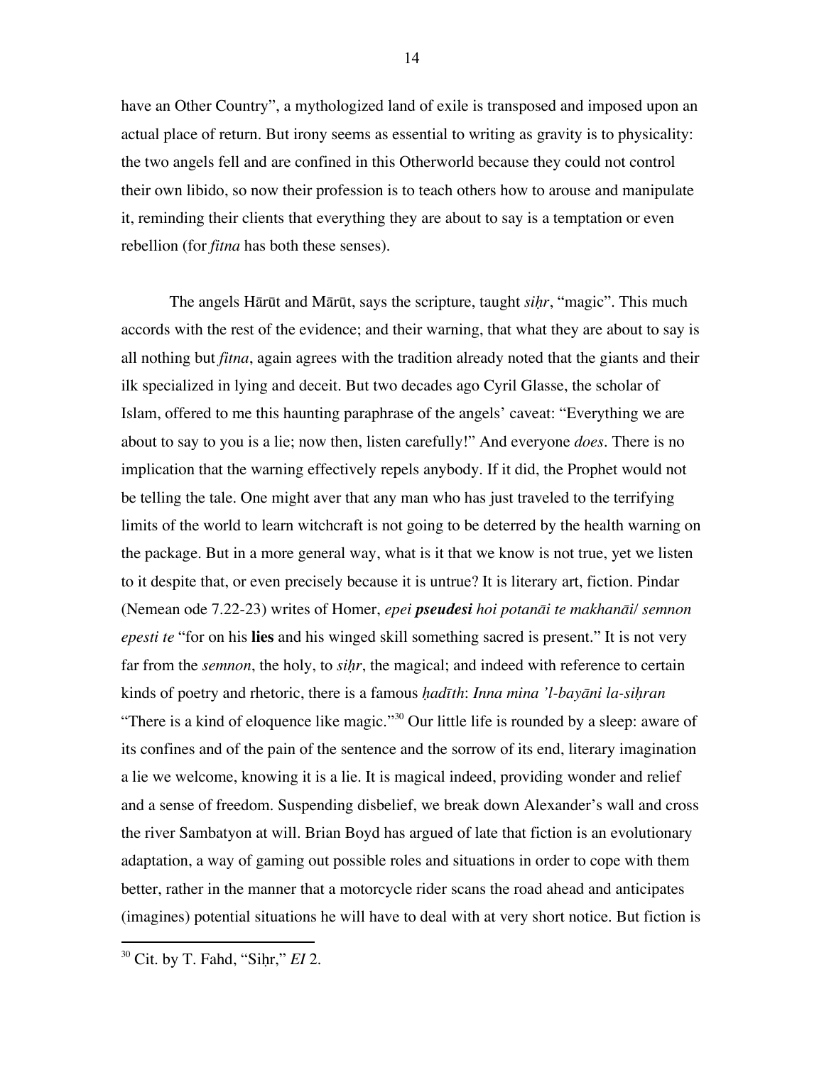have an Other Country", a mythologized land of exile is transposed and imposed upon an actual place of return. But irony seems as essential to writing as gravity is to physicality: the two angels fell and are confined in this Otherworld because they could not control their own libido, so now their profession is to teach others how to arouse and manipulate it, reminding their clients that everything they are about to say is a temptation or even rebellion (for *fitna* has both these senses).

The angels Hārūt and Mārūt, says the scripture, taught *siḥr*, "magic". This much accords with the rest of the evidence; and their warning, that what they are about to say is all nothing but *fitna*, again agrees with the tradition already noted that the giants and their ilk specialized in lying and deceit. But two decades ago Cyril Glasse, the scholar of Islam, offered to me this haunting paraphrase of the angels' caveat: "Everything we are about to say to you is a lie; now then, listen carefully!" And everyone *does*. There is no implication that the warning effectively repels anybody. If it did, the Prophet would not be telling the tale. One might aver that any man who has just traveled to the terrifying limits of the world to learn witchcraft is not going to be deterred by the health warning on the package. But in a more general way, what is it that we know is not true, yet we listen to it despite that, or even precisely because it is untrue? It is literary art, fiction. Pindar (Nemean ode 7.22-23) writes of Homer, *epei* ***pseudesi*** *hoi potanāi te makhanāi/ semnon epesti te* "for on his **lies** and his winged skill something sacred is present." It is not very far from the *semnon*, the holy, to *siḥr*, the magical; and indeed with reference to certain kinds of poetry and rhetoric, there is a famous *ḥadīth*: *Inna mina 'l-bayāni la-siḥran* "There is a kind of eloquence like magic."[30] Our little life is rounded by a sleep: aware of its confines and of the pain of the sentence and the sorrow of its end, literary imagination a lie we welcome, knowing it is a lie. It is magical indeed, providing wonder and relief and a sense of freedom. Suspending disbelief, we break down Alexander's wall and cross the river Sambatyon at will. Brian Boyd has argued of late that fiction is an evolutionary adaptation, a way of gaming out possible roles and situations in order to cope with them better, rather in the manner that a motorcycle rider scans the road ahead and anticipates (imagines) potential situations he will have to deal with at very short notice. But fiction is

---

[30] Cit. by T. Fahd, "Siḥr," *EI* 2.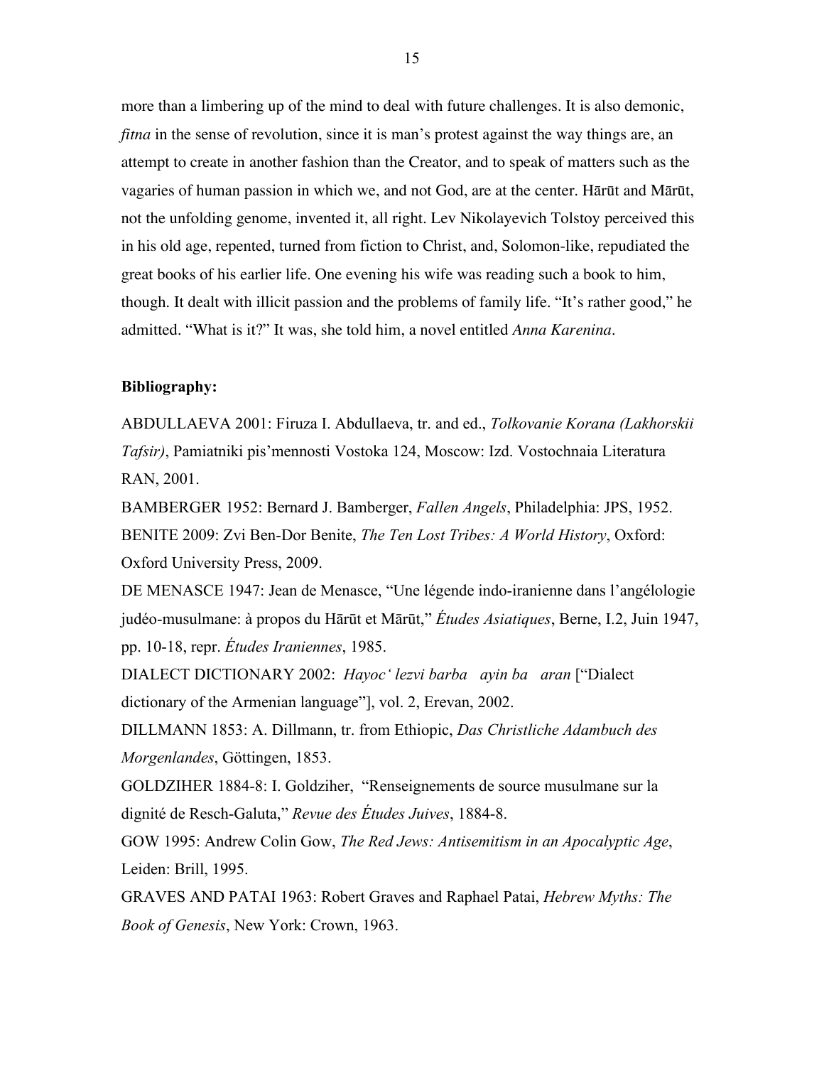more than a limbering up of the mind to deal with future challenges. It is also demonic, *fitna* in the sense of revolution, since it is man's protest against the way things are, an attempt to create in another fashion than the Creator, and to speak of matters such as the vagaries of human passion in which we, and not God, are at the center. Hārūt and Mārūt, not the unfolding genome, invented it, all right. Lev Nikolayevich Tolstoy perceived this in his old age, repented, turned from fiction to Christ, and, Solomon-like, repudiated the great books of his earlier life. One evening his wife was reading such a book to him, though. It dealt with illicit passion and the problems of family life. "It's rather good," he admitted. "What is it?" It was, she told him, a novel entitled *Anna Karenina*.

**Bibliography:**

ABDULLAEVA 2001: Firuza I. Abdullaeva, tr. and ed., *Tolkovanie Korana (Lakhorskii Tafsir)*, Pamiatniki pis'mennosti Vostoka 124, Moscow: Izd. Vostochnaia Literatura RAN, 2001.

BAMBERGER 1952: Bernard J. Bamberger, *Fallen Angels*, Philadelphia: JPS, 1952.

BENITE 2009: Zvi Ben-Dor Benite, *The Ten Lost Tribes: A World History*, Oxford: Oxford University Press, 2009.

DE MENASCE 1947: Jean de Menasce, "Une légende indo-iranienne dans l'angélologie judéo-musulmane: à propos du Hārūt et Mārūt," *Études Asiatiques*, Berne, I.2, Juin 1947, pp. 10-18, repr. *Études Iraniennes*, 1985.

DIALECT DICTIONARY 2002: *Hayoc' lezvi barba ayin ba aran* ["Dialect dictionary of the Armenian language"], vol. 2, Erevan, 2002.

DILLMANN 1853: A. Dillmann, tr. from Ethiopic, *Das Christliche Adambuch des Morgenlandes*, Göttingen, 1853.

GOLDZIHER 1884-8: I. Goldziher, "Renseignements de source musulmane sur la dignité de Resch-Galuta," *Revue des Études Juives*, 1884-8.

GOW 1995: Andrew Colin Gow, *The Red Jews: Antisemitism in an Apocalyptic Age*, Leiden: Brill, 1995.

GRAVES AND PATAI 1963: Robert Graves and Raphael Patai, *Hebrew Myths: The Book of Genesis*, New York: Crown, 1963.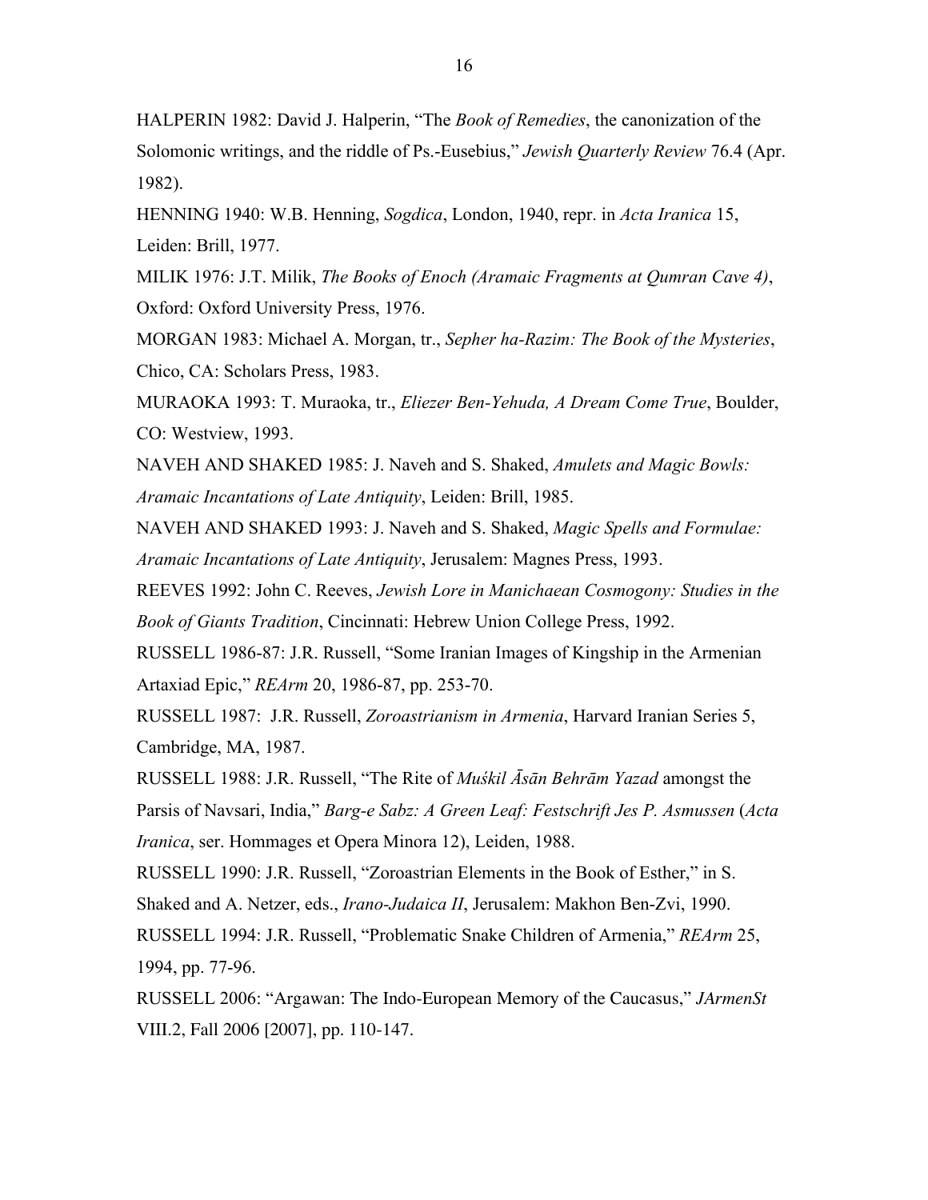HALPERIN 1982: David J. Halperin, "The *Book of Remedies*, the canonization of the Solomonic writings, and the riddle of Ps.-Eusebius," *Jewish Quarterly Review* 76.4 (Apr. 1982).

HENNING 1940: W.B. Henning, *Sogdica*, London, 1940, repr. in *Acta Iranica* 15, Leiden: Brill, 1977.

MILIK 1976: J.T. Milik, *The Books of Enoch (Aramaic Fragments at Qumran Cave 4)*, Oxford: Oxford University Press, 1976.

MORGAN 1983: Michael A. Morgan, tr., *Sepher ha-Razim: The Book of the Mysteries*, Chico, CA: Scholars Press, 1983.

MURAOKA 1993: T. Muraoka, tr., *Eliezer Ben-Yehuda, A Dream Come True*, Boulder, CO: Westview, 1993.

NAVEH AND SHAKED 1985: J. Naveh and S. Shaked, *Amulets and Magic Bowls: Aramaic Incantations of Late Antiquity*, Leiden: Brill, 1985.

NAVEH AND SHAKED 1993: J. Naveh and S. Shaked, *Magic Spells and Formulae: Aramaic Incantations of Late Antiquity*, Jerusalem: Magnes Press, 1993.

REEVES 1992: John C. Reeves, *Jewish Lore in Manichaean Cosmogony: Studies in the Book of Giants Tradition*, Cincinnati: Hebrew Union College Press, 1992.

RUSSELL 1986-87: J.R. Russell, "Some Iranian Images of Kingship in the Armenian Artaxiad Epic," *REArm* 20, 1986-87, pp. 253-70.

RUSSELL 1987: J.R. Russell, *Zoroastrianism in Armenia*, Harvard Iranian Series 5, Cambridge, MA, 1987.

RUSSELL 1988: J.R. Russell, "The Rite of *Muśkil Āsān Behrām Yazad* amongst the Parsis of Navsari, India," *Barg-e Sabz: A Green Leaf: Festschrift Jes P. Asmussen* (*Acta Iranica*, ser. Hommages et Opera Minora 12), Leiden, 1988.

RUSSELL 1990: J.R. Russell, "Zoroastrian Elements in the Book of Esther," in S. Shaked and A. Netzer, eds., *Irano-Judaica II*, Jerusalem: Makhon Ben-Zvi, 1990.

RUSSELL 1994: J.R. Russell, "Problematic Snake Children of Armenia," *REArm* 25, 1994, pp. 77-96.

RUSSELL 2006: "Argawan: The Indo-European Memory of the Caucasus," *JArmenSt* VIII.2, Fall 2006 [2007], pp. 110-147.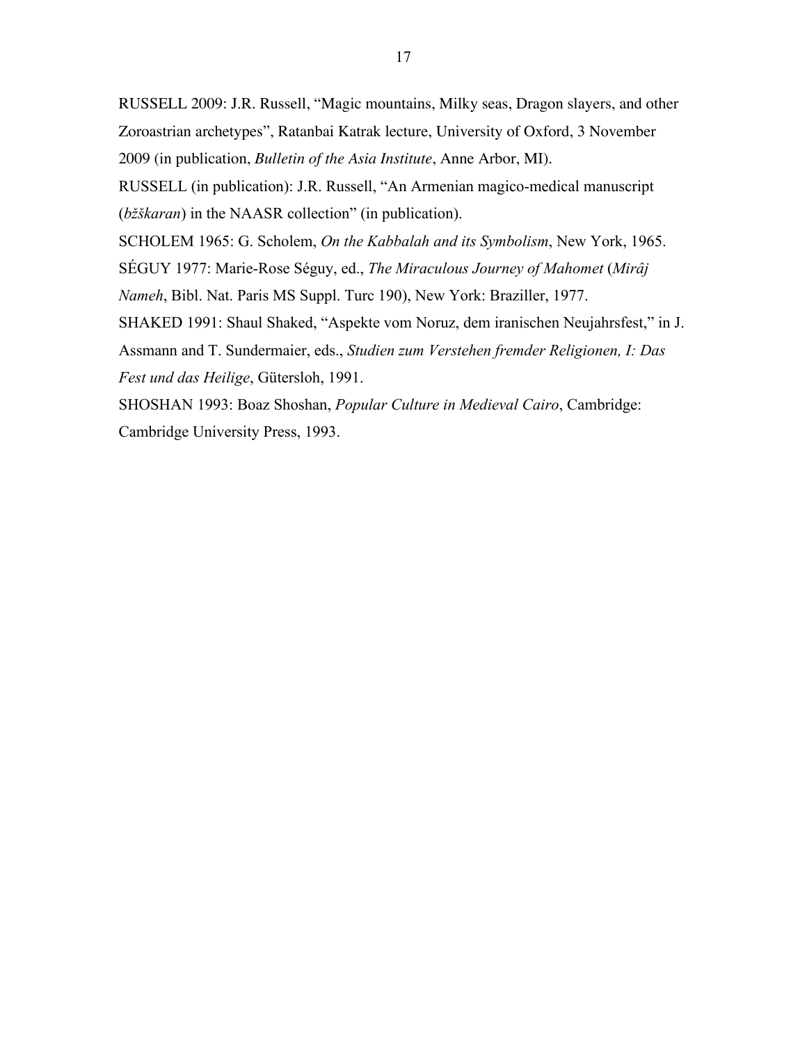RUSSELL 2009: J.R. Russell, “Magic mountains, Milky seas, Dragon slayers, and other Zoroastrian archetypes”, Ratanbai Katrak lecture, University of Oxford, 3 November 2009 (in publication, *Bulletin of the Asia Institute*, Anne Arbor, MI).

RUSSELL (in publication): J.R. Russell, “An Armenian magico-medical manuscript (*bžškaran*) in the NAASR collection” (in publication).

SCHOLEM 1965: G. Scholem, *On the Kabbalah and its Symbolism*, New York, 1965.

SÉGUY 1977: Marie-Rose Séguy, ed., *The Miraculous Journey of Mahomet* (*Mirâj Nameh*, Bibl. Nat. Paris MS Suppl. Turc 190), New York: Braziller, 1977.

SHAKED 1991: Shaul Shaked, “Aspekte vom Noruz, dem iranischen Neujahrsfest,” in J. Assmann and T. Sundermaier, eds., *Studien zum Verstehen fremder Religionen, I: Das Fest und das Heilige*, Gütersloh, 1991.

SHOSHAN 1993: Boaz Shoshan, *Popular Culture in Medieval Cairo*, Cambridge: Cambridge University Press, 1993.